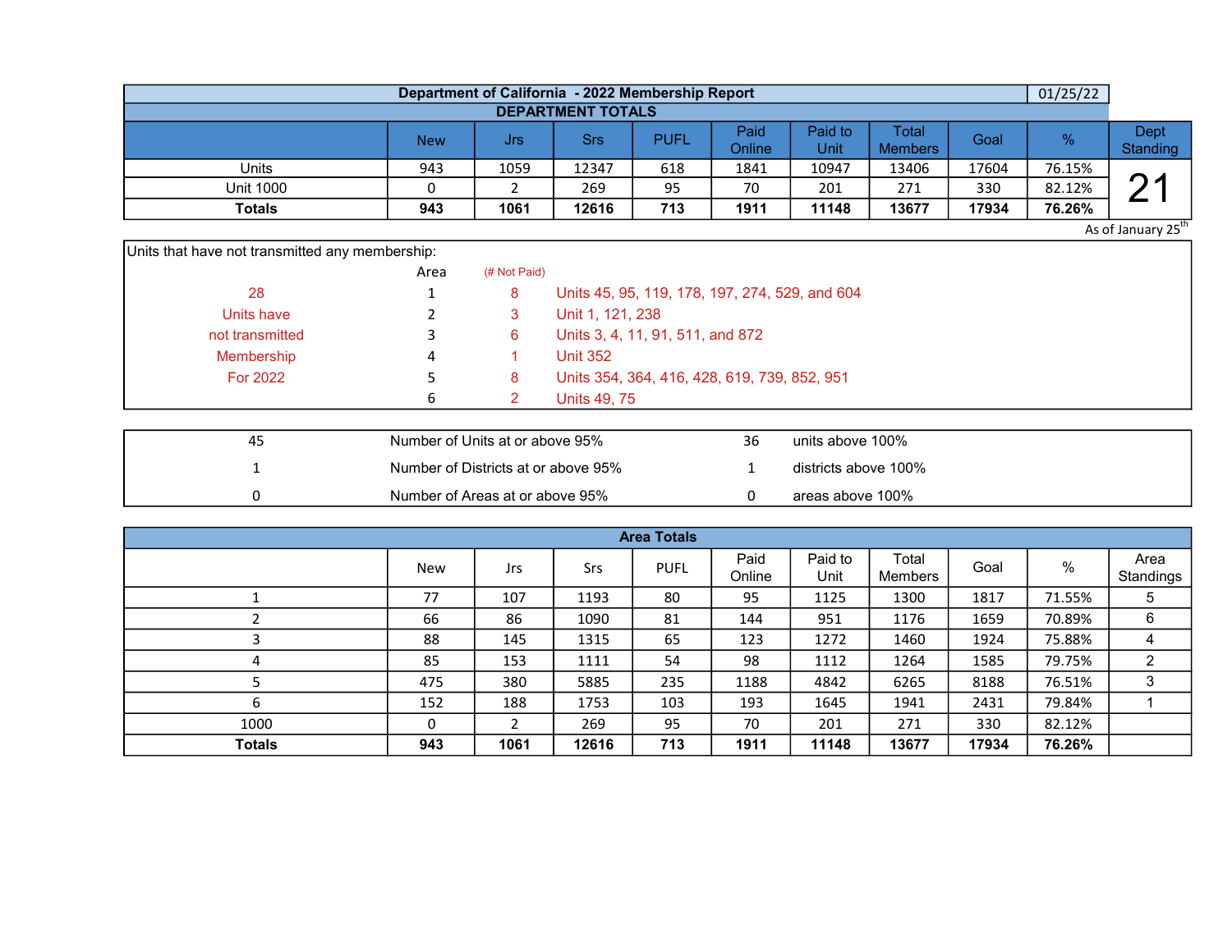# Department of California - 2022 Membership Report

01/25/22

## DEPARTMENT TOTALS

| | New | Jrs | Srs | PUFL | Paid Online | Paid to Unit | Total Members | Goal | % | Dept Standing |
|---|---|---|---|---|---|---|---|---|---|---|
| Units | 943 | 1059 | 12347 | 618 | 1841 | 10947 | 13406 | 17604 | 76.15% | 21 |
| Unit 1000 | 0 | 2 | 269 | 95 | 70 | 201 | 271 | 330 | 82.12% | |
| **Totals** | **943** | **1061** | **12616** | **713** | **1911** | **11148** | **13677** | **17934** | **76.26%** | |

As of January 25th

Units that have not transmitted any membership:

| | Area | (# Not Paid) | |
|---|---|---|---|
| 28 | 1 | 8 | Units 45, 95, 119, 178, 197, 274, 529, and 604 |
| Units have | 2 | 3 | Unit 1, 121, 238 |
| not transmitted | 3 | 6 | Units 3, 4, 11, 91, 511, and 872 |
| Membership | 4 | 1 | Unit 352 |
| For 2022 | 5 | 8 | Units 354, 364, 416, 428, 619, 739, 852, 951 |
| | 6 | 2 | Units 49, 75 |

| | | | |
|---|---|---|---|
| 45 | Number of Units at or above 95% | 36 | units above 100% |
| 1 | Number of Districts at or above 95% | 1 | districts above 100% |
| 0 | Number of Areas at or above 95% | 0 | areas above 100% |

## Area Totals

| | New | Jrs | Srs | PUFL | Paid Online | Paid to Unit | Total Members | Goal | % | Area Standings |
|---|---|---|---|---|---|---|---|---|---|---|
| 1 | 77 | 107 | 1193 | 80 | 95 | 1125 | 1300 | 1817 | 71.55% | 5 |
| 2 | 66 | 86 | 1090 | 81 | 144 | 951 | 1176 | 1659 | 70.89% | 6 |
| 3 | 88 | 145 | 1315 | 65 | 123 | 1272 | 1460 | 1924 | 75.88% | 4 |
| 4 | 85 | 153 | 1111 | 54 | 98 | 1112 | 1264 | 1585 | 79.75% | 2 |
| 5 | 475 | 380 | 5885 | 235 | 1188 | 4842 | 6265 | 8188 | 76.51% | 3 |
| 6 | 152 | 188 | 1753 | 103 | 193 | 1645 | 1941 | 2431 | 79.84% | 1 |
| 1000 | 0 | 2 | 269 | 95 | 70 | 201 | 271 | 330 | 82.12% | |
| **Totals** | **943** | **1061** | **12616** | **713** | **1911** | **11148** | **13677** | **17934** | **76.26%** | |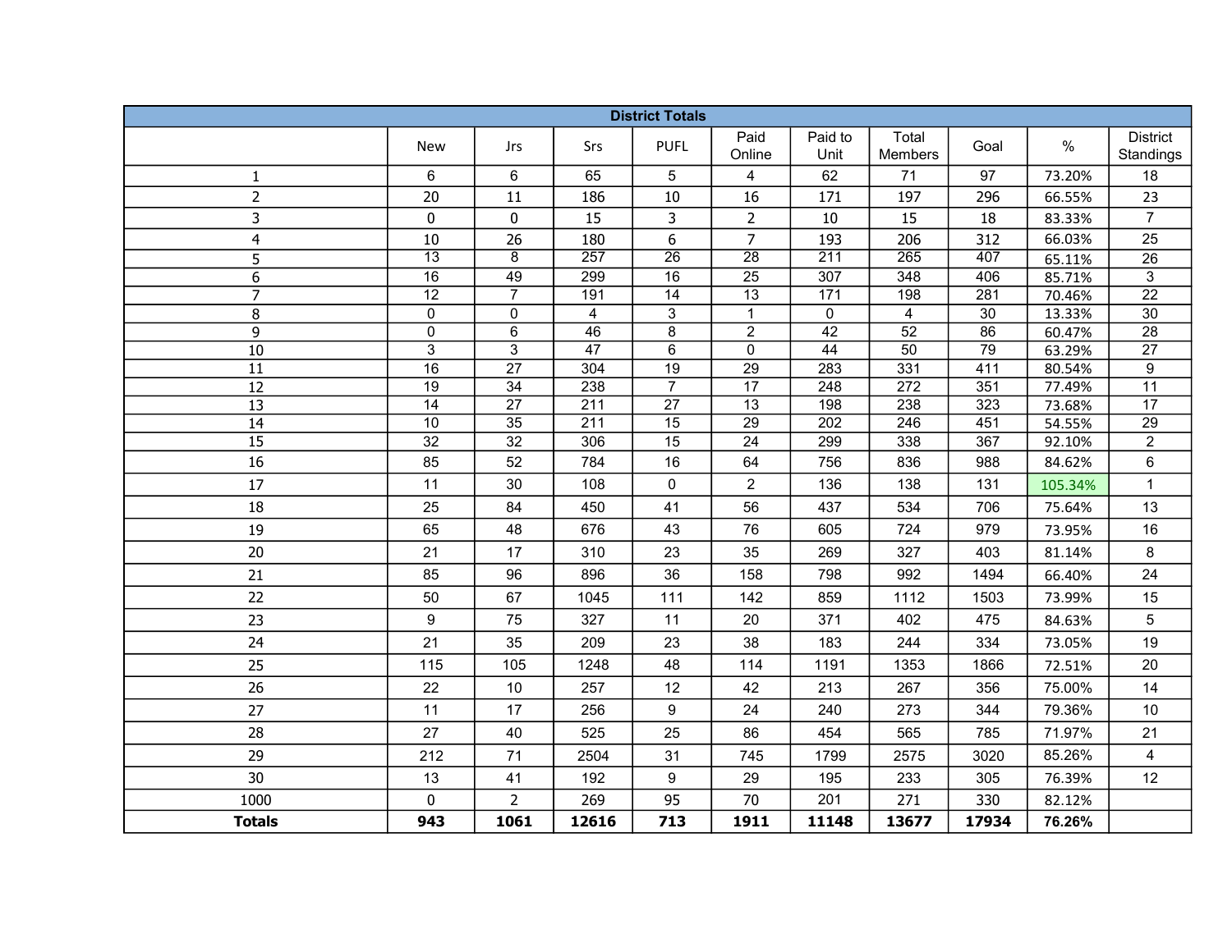| District Totals | | | | | | | | | | |
|---|---|---|---|---|---|---|---|---|---|---|
| | New | Jrs | Srs | PUFL | Paid Online | Paid to Unit | Total Members | Goal | % | District Standings |
| 1 | 6 | 6 | 65 | 5 | 4 | 62 | 71 | 97 | 73.20% | 18 |
| 2 | 20 | 11 | 186 | 10 | 16 | 171 | 197 | 296 | 66.55% | 23 |
| 3 | 0 | 0 | 15 | 3 | 2 | 10 | 15 | 18 | 83.33% | 7 |
| 4 | 10 | 26 | 180 | 6 | 7 | 193 | 206 | 312 | 66.03% | 25 |
| 5 | 13 | 8 | 257 | 26 | 28 | 211 | 265 | 407 | 65.11% | 26 |
| 6 | 16 | 49 | 299 | 16 | 25 | 307 | 348 | 406 | 85.71% | 3 |
| 7 | 12 | 7 | 191 | 14 | 13 | 171 | 198 | 281 | 70.46% | 22 |
| 8 | 0 | 0 | 4 | 3 | 1 | 0 | 4 | 30 | 13.33% | 30 |
| 9 | 0 | 6 | 46 | 8 | 2 | 42 | 52 | 86 | 60.47% | 28 |
| 10 | 3 | 3 | 47 | 6 | 0 | 44 | 50 | 79 | 63.29% | 27 |
| 11 | 16 | 27 | 304 | 19 | 29 | 283 | 331 | 411 | 80.54% | 9 |
| 12 | 19 | 34 | 238 | 7 | 17 | 248 | 272 | 351 | 77.49% | 11 |
| 13 | 14 | 27 | 211 | 27 | 13 | 198 | 238 | 323 | 73.68% | 17 |
| 14 | 10 | 35 | 211 | 15 | 29 | 202 | 246 | 451 | 54.55% | 29 |
| 15 | 32 | 32 | 306 | 15 | 24 | 299 | 338 | 367 | 92.10% | 2 |
| 16 | 85 | 52 | 784 | 16 | 64 | 756 | 836 | 988 | 84.62% | 6 |
| 17 | 11 | 30 | 108 | 0 | 2 | 136 | 138 | 131 | 105.34% | 1 |
| 18 | 25 | 84 | 450 | 41 | 56 | 437 | 534 | 706 | 75.64% | 13 |
| 19 | 65 | 48 | 676 | 43 | 76 | 605 | 724 | 979 | 73.95% | 16 |
| 20 | 21 | 17 | 310 | 23 | 35 | 269 | 327 | 403 | 81.14% | 8 |
| 21 | 85 | 96 | 896 | 36 | 158 | 798 | 992 | 1494 | 66.40% | 24 |
| 22 | 50 | 67 | 1045 | 111 | 142 | 859 | 1112 | 1503 | 73.99% | 15 |
| 23 | 9 | 75 | 327 | 11 | 20 | 371 | 402 | 475 | 84.63% | 5 |
| 24 | 21 | 35 | 209 | 23 | 38 | 183 | 244 | 334 | 73.05% | 19 |
| 25 | 115 | 105 | 1248 | 48 | 114 | 1191 | 1353 | 1866 | 72.51% | 20 |
| 26 | 22 | 10 | 257 | 12 | 42 | 213 | 267 | 356 | 75.00% | 14 |
| 27 | 11 | 17 | 256 | 9 | 24 | 240 | 273 | 344 | 79.36% | 10 |
| 28 | 27 | 40 | 525 | 25 | 86 | 454 | 565 | 785 | 71.97% | 21 |
| 29 | 212 | 71 | 2504 | 31 | 745 | 1799 | 2575 | 3020 | 85.26% | 4 |
| 30 | 13 | 41 | 192 | 9 | 29 | 195 | 233 | 305 | 76.39% | 12 |
| 1000 | 0 | 2 | 269 | 95 | 70 | 201 | 271 | 330 | 82.12% | |
| **Totals** | **943** | **1061** | **12616** | **713** | **1911** | **11148** | **13677** | **17934** | **76.26%** | |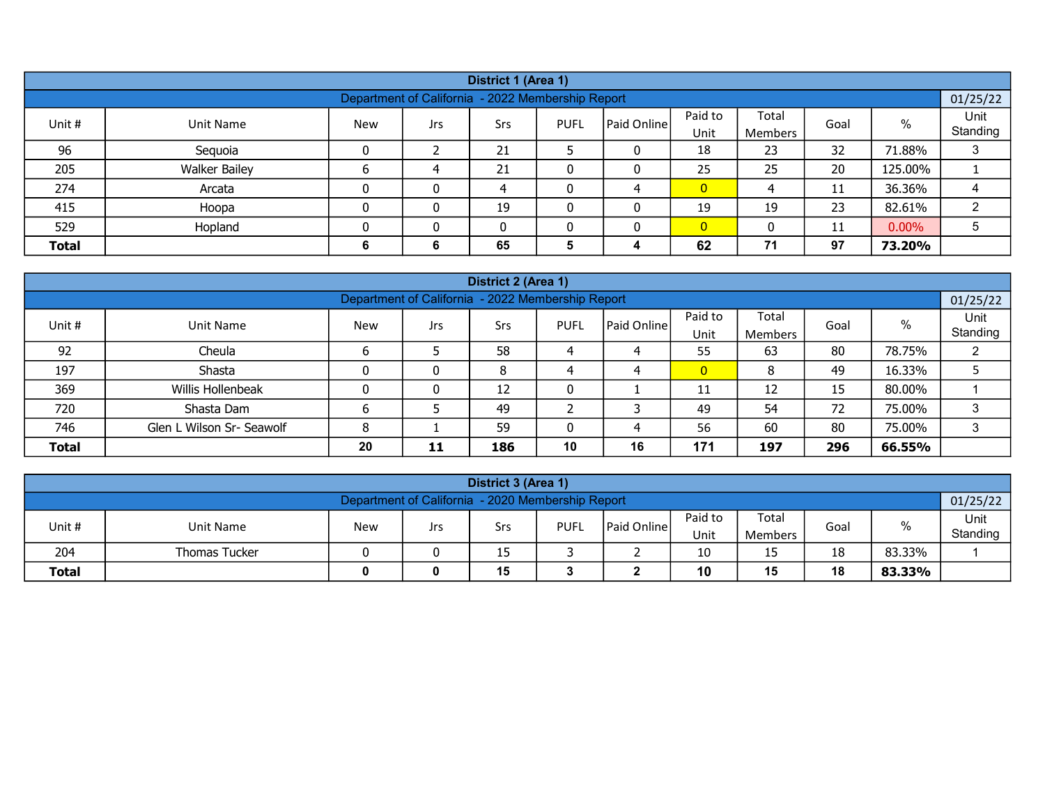| District 1 (Area 1) | | | | | | | | | | | |
|---|---|---|---|---|---|---|---|---|---|---|---|
| Department of California - 2022 Membership Report | | | | | | | | | | | 01/25/22 |
| Unit # | Unit Name | New | Jrs | Srs | PUFL | Paid Online | Paid to Unit | Total Members | Goal | % | Unit Standing |
| 96 | Sequoia | 0 | 2 | 21 | 5 | 0 | 18 | 23 | 32 | 71.88% | 3 |
| 205 | Walker Bailey | 6 | 4 | 21 | 0 | 0 | 25 | 25 | 20 | 125.00% | 1 |
| 274 | Arcata | 0 | 0 | 4 | 0 | 4 | 0 | 4 | 11 | 36.36% | 4 |
| 415 | Hoopa | 0 | 0 | 19 | 0 | 0 | 19 | 19 | 23 | 82.61% | 2 |
| 529 | Hopland | 0 | 0 | 0 | 0 | 0 | 0 | 0 | 11 | 0.00% | 5 |
| **Total** | | **6** | **6** | **65** | **5** | **4** | **62** | **71** | **97** | **73.20%** | |

| District 2 (Area 1) | | | | | | | | | | | |
|---|---|---|---|---|---|---|---|---|---|---|---|
| Department of California - 2022 Membership Report | | | | | | | | | | | 01/25/22 |
| Unit # | Unit Name | New | Jrs | Srs | PUFL | Paid Online | Paid to Unit | Total Members | Goal | % | Unit Standing |
| 92 | Cheula | 6 | 5 | 58 | 4 | 4 | 55 | 63 | 80 | 78.75% | 2 |
| 197 | Shasta | 0 | 0 | 8 | 4 | 4 | 0 | 8 | 49 | 16.33% | 5 |
| 369 | Willis Hollenbeak | 0 | 0 | 12 | 0 | 1 | 11 | 12 | 15 | 80.00% | 1 |
| 720 | Shasta Dam | 6 | 5 | 49 | 2 | 3 | 49 | 54 | 72 | 75.00% | 3 |
| 746 | Glen L Wilson Sr- Seawolf | 8 | 1 | 59 | 0 | 4 | 56 | 60 | 80 | 75.00% | 3 |
| **Total** | | **20** | **11** | **186** | **10** | **16** | **171** | **197** | **296** | **66.55%** | |

| District 3 (Area 1) | | | | | | | | | | | |
|---|---|---|---|---|---|---|---|---|---|---|---|
| Department of California - 2020 Membership Report | | | | | | | | | | | 01/25/22 |
| Unit # | Unit Name | New | Jrs | Srs | PUFL | Paid Online | Paid to Unit | Total Members | Goal | % | Unit Standing |
| 204 | Thomas Tucker | 0 | 0 | 15 | 3 | 2 | 10 | 15 | 18 | 83.33% | 1 |
| **Total** | | **0** | **0** | **15** | **3** | **2** | **10** | **15** | **18** | **83.33%** | |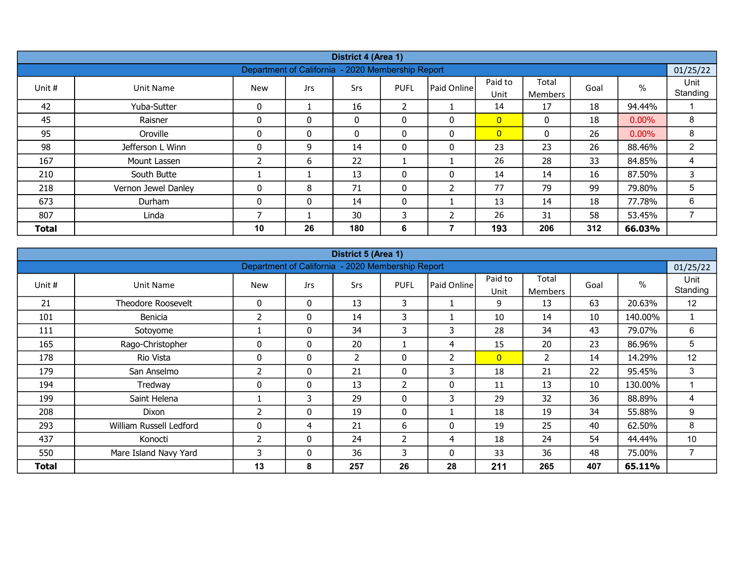| District 4 (Area 1) | | | | | | | | | | |
|---|---|---|---|---|---|---|---|---|---|---|
| Department of California - 2020 Membership Report | | | | | | | | | | 01/25/22 |
| Unit # | Unit Name | New | Jrs | Srs | PUFL | Paid Online | Paid to Unit | Total Members | Goal | % | Unit Standing |
| 42 | Yuba-Sutter | 0 | 1 | 16 | 2 | 1 | 14 | 17 | 18 | 94.44% | 1 |
| 45 | Raisner | 0 | 0 | 0 | 0 | 0 | 0 | 0 | 18 | 0.00% | 8 |
| 95 | Oroville | 0 | 0 | 0 | 0 | 0 | 0 | 0 | 26 | 0.00% | 8 |
| 98 | Jefferson L Winn | 0 | 9 | 14 | 0 | 0 | 23 | 23 | 26 | 88.46% | 2 |
| 167 | Mount Lassen | 2 | 6 | 22 | 1 | 1 | 26 | 28 | 33 | 84.85% | 4 |
| 210 | South Butte | 1 | 1 | 13 | 0 | 0 | 14 | 14 | 16 | 87.50% | 3 |
| 218 | Vernon Jewel Danley | 0 | 8 | 71 | 0 | 2 | 77 | 79 | 99 | 79.80% | 5 |
| 673 | Durham | 0 | 0 | 14 | 0 | 1 | 13 | 14 | 18 | 77.78% | 6 |
| 807 | Linda | 7 | 1 | 30 | 3 | 2 | 26 | 31 | 58 | 53.45% | 7 |
| **Total** | | **10** | **26** | **180** | **6** | **7** | **193** | **206** | **312** | **66.03%** | |

| District 5 (Area 1) | | | | | | | | | | | |
|---|---|---|---|---|---|---|---|---|---|---|---|
| Department of California - 2020 Membership Report | | | | | | | | | | | 01/25/22 |
| Unit # | Unit Name | New | Jrs | Srs | PUFL | Paid Online | Paid to Unit | Total Members | Goal | % | Unit Standing |
| 21 | Theodore Roosevelt | 0 | 0 | 13 | 3 | 1 | 9 | 13 | 63 | 20.63% | 12 |
| 101 | Benicia | 2 | 0 | 14 | 3 | 1 | 10 | 14 | 10 | 140.00% | 1 |
| 111 | Sotoyome | 1 | 0 | 34 | 3 | 3 | 28 | 34 | 43 | 79.07% | 6 |
| 165 | Rago-Christopher | 0 | 0 | 20 | 1 | 4 | 15 | 20 | 23 | 86.96% | 5 |
| 178 | Rio Vista | 0 | 0 | 2 | 0 | 2 | 0 | 2 | 14 | 14.29% | 12 |
| 179 | San Anselmo | 2 | 0 | 21 | 0 | 3 | 18 | 21 | 22 | 95.45% | 3 |
| 194 | Tredway | 0 | 0 | 13 | 2 | 0 | 11 | 13 | 10 | 130.00% | 1 |
| 199 | Saint Helena | 1 | 3 | 29 | 0 | 3 | 29 | 32 | 36 | 88.89% | 4 |
| 208 | Dixon | 2 | 0 | 19 | 0 | 1 | 18 | 19 | 34 | 55.88% | 9 |
| 293 | William Russell Ledford | 0 | 4 | 21 | 6 | 0 | 19 | 25 | 40 | 62.50% | 8 |
| 437 | Konocti | 2 | 0 | 24 | 2 | 4 | 18 | 24 | 54 | 44.44% | 10 |
| 550 | Mare Island Navy Yard | 3 | 0 | 36 | 3 | 0 | 33 | 36 | 48 | 75.00% | 7 |
| **Total** | | **13** | **8** | **257** | **26** | **28** | **211** | **265** | **407** | **65.11%** | |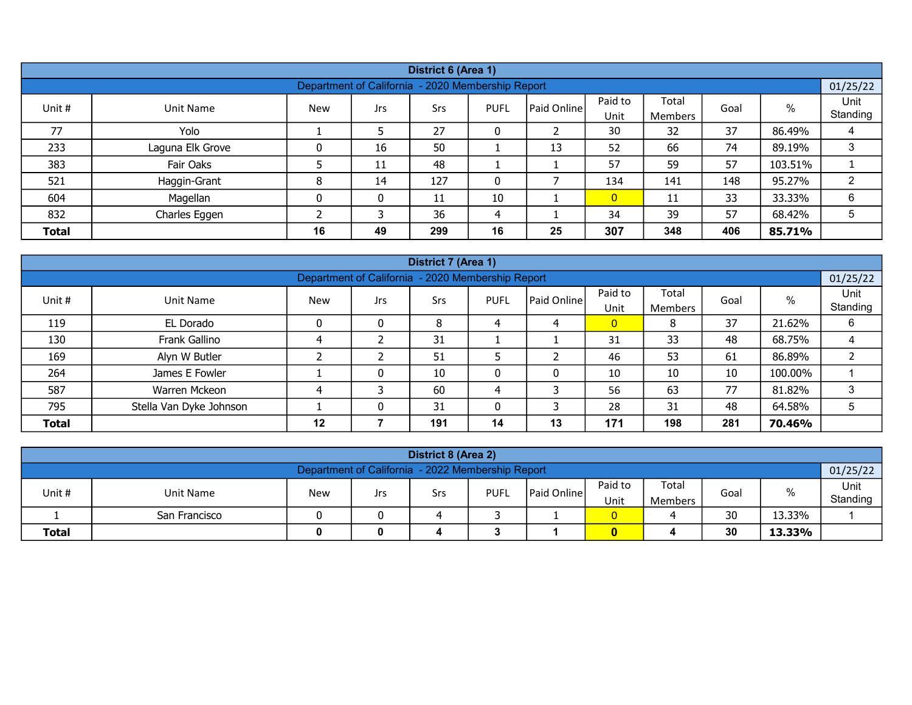| District 6 (Area 1) | | | | | | | | | | | |
|---|---|---|---|---|---|---|---|---|---|---|---|
| Department of California - 2020 Membership Report | | | | | | | | | | | 01/25/22 |
| Unit # | Unit Name | New | Jrs | Srs | PUFL | Paid Online | Paid to Unit | Total Members | Goal | % | Unit Standing |
| 77 | Yolo | 1 | 5 | 27 | 0 | 2 | 30 | 32 | 37 | 86.49% | 4 |
| 233 | Laguna Elk Grove | 0 | 16 | 50 | 1 | 13 | 52 | 66 | 74 | 89.19% | 3 |
| 383 | Fair Oaks | 5 | 11 | 48 | 1 | 1 | 57 | 59 | 57 | 103.51% | 1 |
| 521 | Haggin-Grant | 8 | 14 | 127 | 0 | 7 | 134 | 141 | 148 | 95.27% | 2 |
| 604 | Magellan | 0 | 0 | 11 | 10 | 1 | 0 | 11 | 33 | 33.33% | 6 |
| 832 | Charles Eggen | 2 | 3 | 36 | 4 | 1 | 34 | 39 | 57 | 68.42% | 5 |
| **Total** | | **16** | **49** | **299** | **16** | **25** | **307** | **348** | **406** | **85.71%** | |

| District 7 (Area 1) | | | | | | | | | | | |
|---|---|---|---|---|---|---|---|---|---|---|---|
| Department of California - 2020 Membership Report | | | | | | | | | | | 01/25/22 |
| Unit # | Unit Name | New | Jrs | Srs | PUFL | Paid Online | Paid to Unit | Total Members | Goal | % | Unit Standing |
| 119 | EL Dorado | 0 | 0 | 8 | 4 | 4 | 0 | 8 | 37 | 21.62% | 6 |
| 130 | Frank Gallino | 4 | 2 | 31 | 1 | 1 | 31 | 33 | 48 | 68.75% | 4 |
| 169 | Alyn W Butler | 2 | 2 | 51 | 5 | 2 | 46 | 53 | 61 | 86.89% | 2 |
| 264 | James E Fowler | 1 | 0 | 10 | 0 | 0 | 10 | 10 | 10 | 100.00% | 1 |
| 587 | Warren Mckeon | 4 | 3 | 60 | 4 | 3 | 56 | 63 | 77 | 81.82% | 3 |
| 795 | Stella Van Dyke Johnson | 1 | 0 | 31 | 0 | 3 | 28 | 31 | 48 | 64.58% | 5 |
| **Total** | | **12** | **7** | **191** | **14** | **13** | **171** | **198** | **281** | **70.46%** | |

| District 8 (Area 2) | | | | | | | | | | | |
|---|---|---|---|---|---|---|---|---|---|---|---|
| Department of California - 2022 Membership Report | | | | | | | | | | | 01/25/22 |
| Unit # | Unit Name | New | Jrs | Srs | PUFL | Paid Online | Paid to Unit | Total Members | Goal | % | Unit Standing |
| 1 | San Francisco | 0 | 0 | 4 | 3 | 1 | 0 | 4 | 30 | 13.33% | 1 |
| **Total** | | **0** | **0** | **4** | **3** | **1** | **0** | **4** | **30** | **13.33%** | |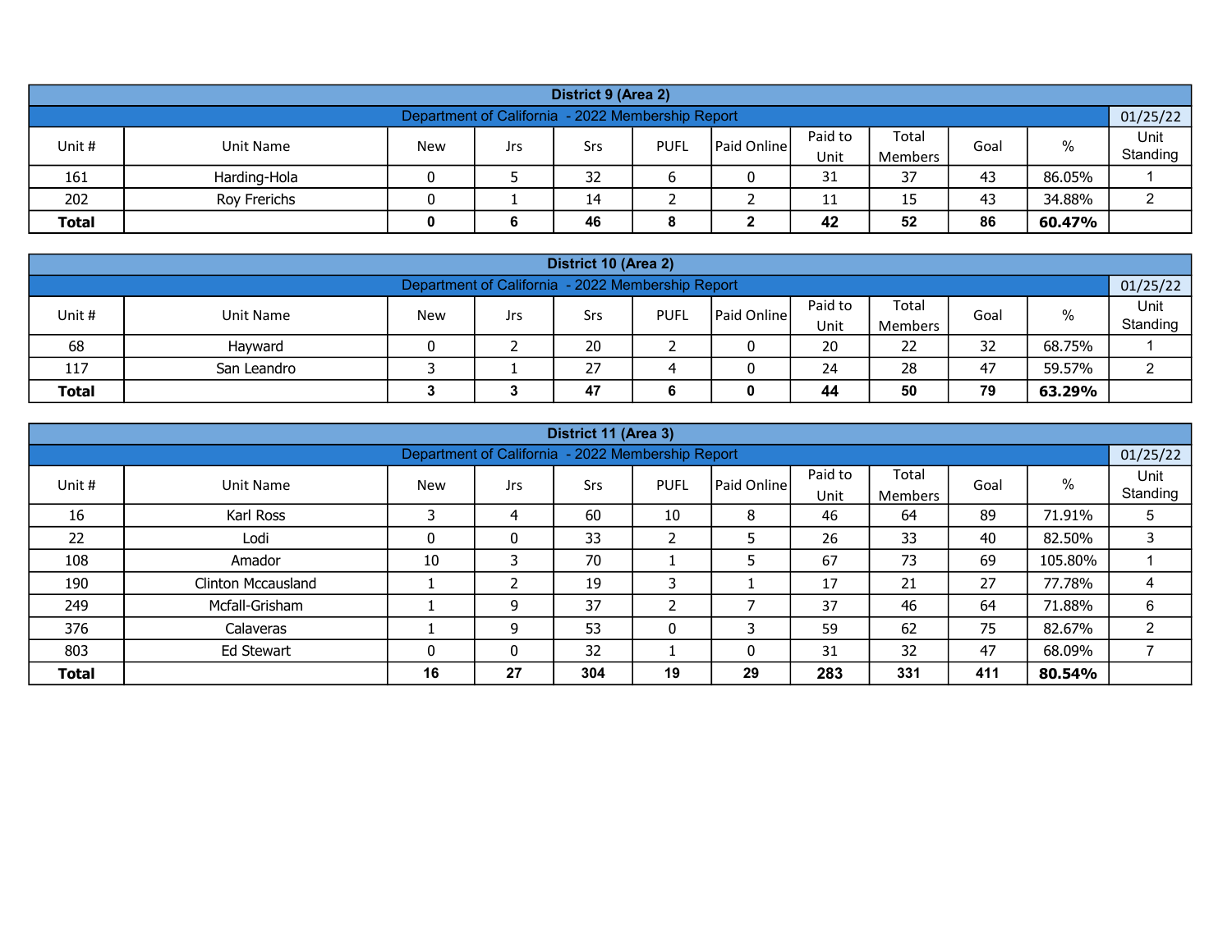| District 9 (Area 2) | | | | | | | | | | |
|---|---|---|---|---|---|---|---|---|---|---|
| Department of California - 2022 Membership Report | | | | | | | | | | 01/25/22 |
| Unit # | Unit Name | New | Jrs | Srs | PUFL | Paid Online | Paid to Unit | Total Members | Goal | % | Unit Standing |
| 161 | Harding-Hola | 0 | 5 | 32 | 6 | 0 | 31 | 37 | 43 | 86.05% | 1 |
| 202 | Roy Frerichs | 0 | 1 | 14 | 2 | 2 | 11 | 15 | 43 | 34.88% | 2 |
| **Total** | | **0** | **6** | **46** | **8** | **2** | **42** | **52** | **86** | **60.47%** | |

| District 10 (Area 2) | | | | | | | | | | | |
|---|---|---|---|---|---|---|---|---|---|---|---|
| Department of California - 2022 Membership Report | | | | | | | | | | | 01/25/22 |
| Unit # | Unit Name | New | Jrs | Srs | PUFL | Paid Online | Paid to Unit | Total Members | Goal | % | Unit Standing |
| 68 | Hayward | 0 | 2 | 20 | 2 | 0 | 20 | 22 | 32 | 68.75% | 1 |
| 117 | San Leandro | 3 | 1 | 27 | 4 | 0 | 24 | 28 | 47 | 59.57% | 2 |
| **Total** | | **3** | **3** | **47** | **6** | **0** | **44** | **50** | **79** | **63.29%** | |

| District 11 (Area 3) | | | | | | | | | | | |
|---|---|---|---|---|---|---|---|---|---|---|---|
| Department of California - 2022 Membership Report | | | | | | | | | | | 01/25/22 |
| Unit # | Unit Name | New | Jrs | Srs | PUFL | Paid Online | Paid to Unit | Total Members | Goal | % | Unit Standing |
| 16 | Karl Ross | 3 | 4 | 60 | 10 | 8 | 46 | 64 | 89 | 71.91% | 5 |
| 22 | Lodi | 0 | 0 | 33 | 2 | 5 | 26 | 33 | 40 | 82.50% | 3 |
| 108 | Amador | 10 | 3 | 70 | 1 | 5 | 67 | 73 | 69 | 105.80% | 1 |
| 190 | Clinton Mccausland | 1 | 2 | 19 | 3 | 1 | 17 | 21 | 27 | 77.78% | 4 |
| 249 | Mcfall-Grisham | 1 | 9 | 37 | 2 | 7 | 37 | 46 | 64 | 71.88% | 6 |
| 376 | Calaveras | 1 | 9 | 53 | 0 | 3 | 59 | 62 | 75 | 82.67% | 2 |
| 803 | Ed Stewart | 0 | 0 | 32 | 1 | 0 | 31 | 32 | 47 | 68.09% | 7 |
| **Total** | | **16** | **27** | **304** | **19** | **29** | **283** | **331** | **411** | **80.54%** | |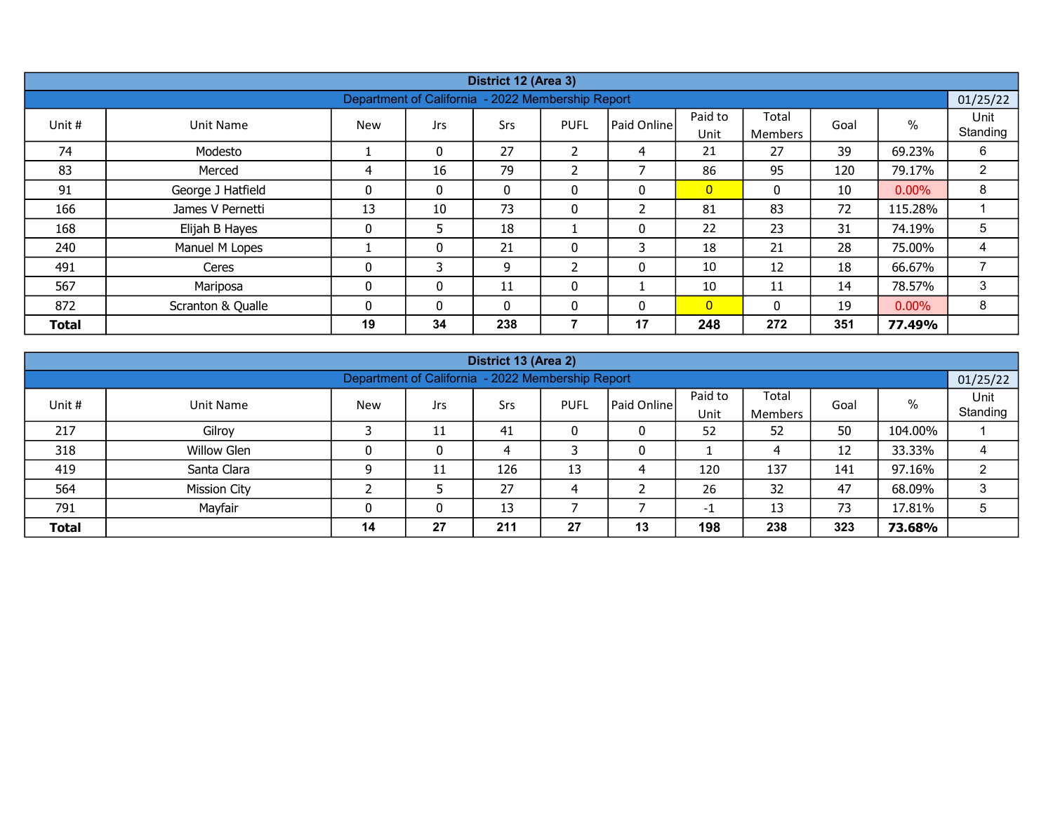| District 12 (Area 3) | | | | | | | | | | | |
|---|---|---|---|---|---|---|---|---|---|---|---|
| Department of California - 2022 Membership Report | | | | | | | | | | | 01/25/22 |
| Unit # | Unit Name | New | Jrs | Srs | PUFL | Paid Online | Paid to Unit | Total Members | Goal | % | Unit Standing |
| 74 | Modesto | 1 | 0 | 27 | 2 | 4 | 21 | 27 | 39 | 69.23% | 6 |
| 83 | Merced | 4 | 16 | 79 | 2 | 7 | 86 | 95 | 120 | 79.17% | 2 |
| 91 | George J Hatfield | 0 | 0 | 0 | 0 | 0 | 0 | 0 | 10 | 0.00% | 8 |
| 166 | James V Pernetti | 13 | 10 | 73 | 0 | 2 | 81 | 83 | 72 | 115.28% | 1 |
| 168 | Elijah B Hayes | 0 | 5 | 18 | 1 | 0 | 22 | 23 | 31 | 74.19% | 5 |
| 240 | Manuel M Lopes | 1 | 0 | 21 | 0 | 3 | 18 | 21 | 28 | 75.00% | 4 |
| 491 | Ceres | 0 | 3 | 9 | 2 | 0 | 10 | 12 | 18 | 66.67% | 7 |
| 567 | Mariposa | 0 | 0 | 11 | 0 | 1 | 10 | 11 | 14 | 78.57% | 3 |
| 872 | Scranton & Qualle | 0 | 0 | 0 | 0 | 0 | 0 | 0 | 19 | 0.00% | 8 |
| **Total** | | **19** | **34** | **238** | **7** | **17** | **248** | **272** | **351** | **77.49%** | |

| District 13 (Area 2) | | | | | | | | | | | |
|---|---|---|---|---|---|---|---|---|---|---|---|
| Department of California - 2022 Membership Report | | | | | | | | | | | 01/25/22 |
| Unit # | Unit Name | New | Jrs | Srs | PUFL | Paid Online | Paid to Unit | Total Members | Goal | % | Unit Standing |
| 217 | Gilroy | 3 | 11 | 41 | 0 | 0 | 52 | 52 | 50 | 104.00% | 1 |
| 318 | Willow Glen | 0 | 0 | 4 | 3 | 0 | 1 | 4 | 12 | 33.33% | 4 |
| 419 | Santa Clara | 9 | 11 | 126 | 13 | 4 | 120 | 137 | 141 | 97.16% | 2 |
| 564 | Mission City | 2 | 5 | 27 | 4 | 2 | 26 | 32 | 47 | 68.09% | 3 |
| 791 | Mayfair | 0 | 0 | 13 | 7 | 7 | -1 | 13 | 73 | 17.81% | 5 |
| **Total** | | **14** | **27** | **211** | **27** | **13** | **198** | **238** | **323** | **73.68%** | |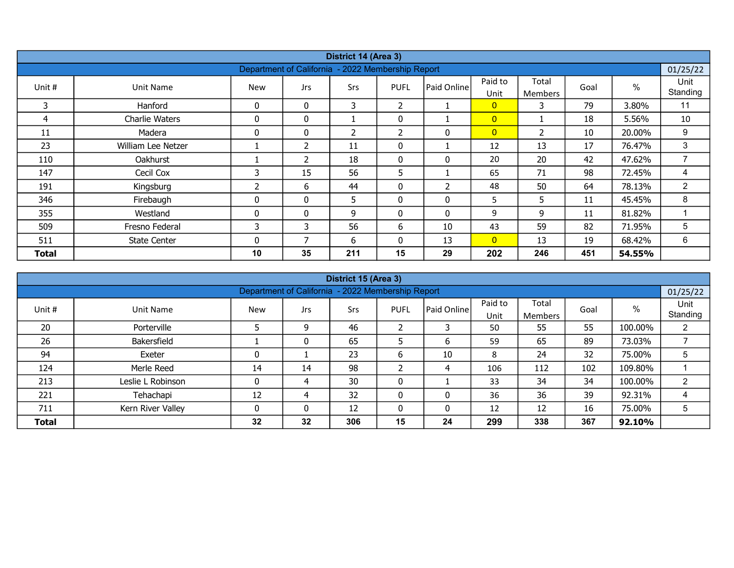| District 14 (Area 3) | | | | | | | | | | |
|---|---|---|---|---|---|---|---|---|---|---|
| Department of California - 2022 Membership Report | | | | | | | | | | 01/25/22 |
| Unit # | Unit Name | New | Jrs | Srs | PUFL | Paid Online | Paid to Unit | Total Members | Goal | % | Unit Standing |
| 3 | Hanford | 0 | 0 | 3 | 2 | 1 | 0 | 3 | 79 | 3.80% | 11 |
| 4 | Charlie Waters | 0 | 0 | 1 | 0 | 1 | 0 | 1 | 18 | 5.56% | 10 |
| 11 | Madera | 0 | 0 | 2 | 2 | 0 | 0 | 2 | 10 | 20.00% | 9 |
| 23 | William Lee Netzer | 1 | 2 | 11 | 0 | 1 | 12 | 13 | 17 | 76.47% | 3 |
| 110 | Oakhurst | 1 | 2 | 18 | 0 | 0 | 20 | 20 | 42 | 47.62% | 7 |
| 147 | Cecil Cox | 3 | 15 | 56 | 5 | 1 | 65 | 71 | 98 | 72.45% | 4 |
| 191 | Kingsburg | 2 | 6 | 44 | 0 | 2 | 48 | 50 | 64 | 78.13% | 2 |
| 346 | Firebaugh | 0 | 0 | 5 | 0 | 0 | 5 | 5 | 11 | 45.45% | 8 |
| 355 | Westland | 0 | 0 | 9 | 0 | 0 | 9 | 9 | 11 | 81.82% | 1 |
| 509 | Fresno Federal | 3 | 3 | 56 | 6 | 10 | 43 | 59 | 82 | 71.95% | 5 |
| 511 | State Center | 0 | 7 | 6 | 0 | 13 | 0 | 13 | 19 | 68.42% | 6 |
| **Total** | | **10** | **35** | **211** | **15** | **29** | **202** | **246** | **451** | **54.55%** | |

| District 15 (Area 3) | | | | | | | | | | |
|---|---|---|---|---|---|---|---|---|---|---|
| Department of California - 2022 Membership Report | | | | | | | | | | 01/25/22 |
| Unit # | Unit Name | New | Jrs | Srs | PUFL | Paid Online | Paid to Unit | Total Members | Goal | % | Unit Standing |
| 20 | Porterville | 5 | 9 | 46 | 2 | 3 | 50 | 55 | 55 | 100.00% | 2 |
| 26 | Bakersfield | 1 | 0 | 65 | 5 | 6 | 59 | 65 | 89 | 73.03% | 7 |
| 94 | Exeter | 0 | 1 | 23 | 6 | 10 | 8 | 24 | 32 | 75.00% | 5 |
| 124 | Merle Reed | 14 | 14 | 98 | 2 | 4 | 106 | 112 | 102 | 109.80% | 1 |
| 213 | Leslie L Robinson | 0 | 4 | 30 | 0 | 1 | 33 | 34 | 34 | 100.00% | 2 |
| 221 | Tehachapi | 12 | 4 | 32 | 0 | 0 | 36 | 36 | 39 | 92.31% | 4 |
| 711 | Kern River Valley | 0 | 0 | 12 | 0 | 0 | 12 | 12 | 16 | 75.00% | 5 |
| **Total** | | **32** | **32** | **306** | **15** | **24** | **299** | **338** | **367** | **92.10%** | |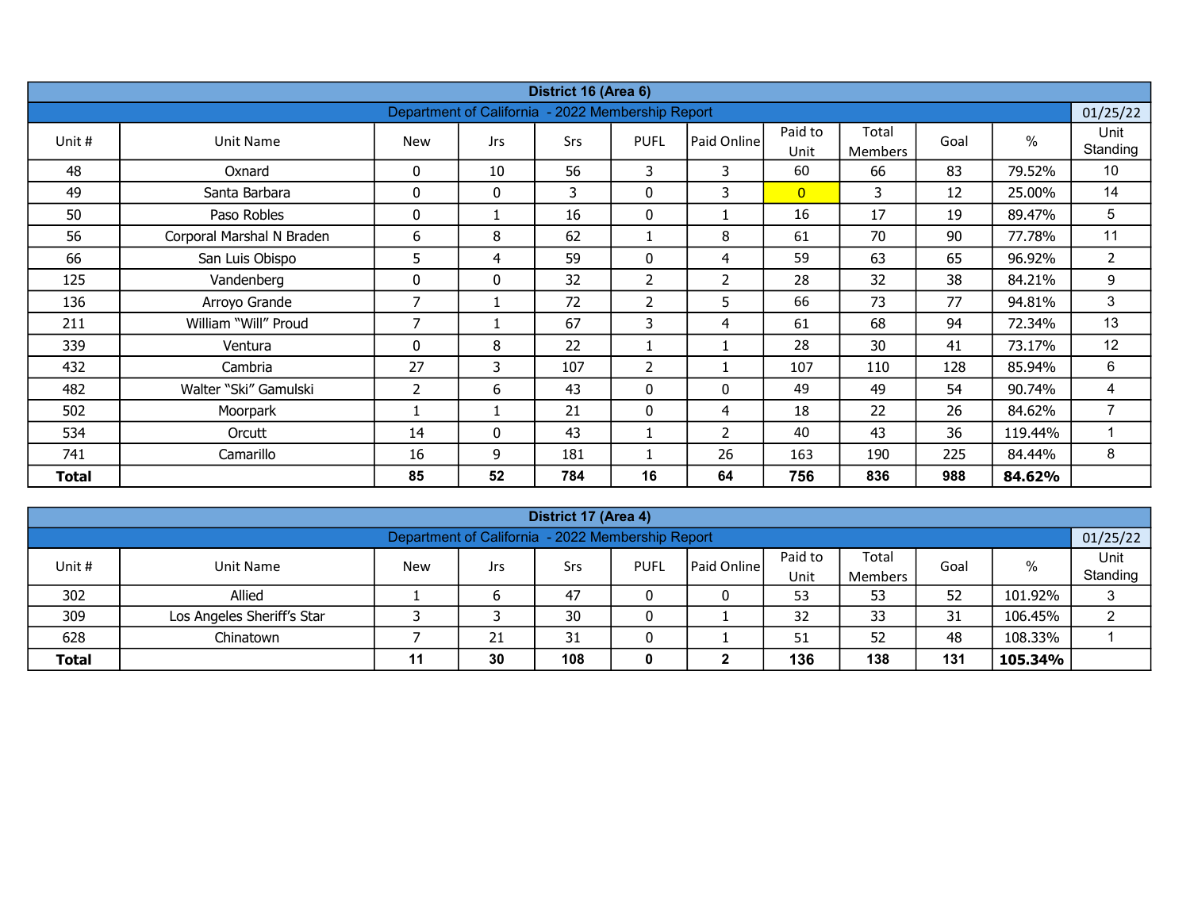| District 16 (Area 6) | | | | | | | | | | |
|---|---|---|---|---|---|---|---|---|---|---|
| Department of California - 2022 Membership Report | | | | | | | | | | 01/25/22 |
| Unit # | Unit Name | New | Jrs | Srs | PUFL | Paid Online | Paid to Unit | Total Members | Goal | % | Unit Standing |
| 48 | Oxnard | 0 | 10 | 56 | 3 | 3 | 60 | 66 | 83 | 79.52% | 10 |
| 49 | Santa Barbara | 0 | 0 | 3 | 0 | 3 | 0 | 3 | 12 | 25.00% | 14 |
| 50 | Paso Robles | 0 | 1 | 16 | 0 | 1 | 16 | 17 | 19 | 89.47% | 5 |
| 56 | Corporal Marshal N Braden | 6 | 8 | 62 | 1 | 8 | 61 | 70 | 90 | 77.78% | 11 |
| 66 | San Luis Obispo | 5 | 4 | 59 | 0 | 4 | 59 | 63 | 65 | 96.92% | 2 |
| 125 | Vandenberg | 0 | 0 | 32 | 2 | 2 | 28 | 32 | 38 | 84.21% | 9 |
| 136 | Arroyo Grande | 7 | 1 | 72 | 2 | 5 | 66 | 73 | 77 | 94.81% | 3 |
| 211 | William "Will" Proud | 7 | 1 | 67 | 3 | 4 | 61 | 68 | 94 | 72.34% | 13 |
| 339 | Ventura | 0 | 8 | 22 | 1 | 1 | 28 | 30 | 41 | 73.17% | 12 |
| 432 | Cambria | 27 | 3 | 107 | 2 | 1 | 107 | 110 | 128 | 85.94% | 6 |
| 482 | Walter "Ski" Gamulski | 2 | 6 | 43 | 0 | 0 | 49 | 49 | 54 | 90.74% | 4 |
| 502 | Moorpark | 1 | 1 | 21 | 0 | 4 | 18 | 22 | 26 | 84.62% | 7 |
| 534 | Orcutt | 14 | 0 | 43 | 1 | 2 | 40 | 43 | 36 | 119.44% | 1 |
| 741 | Camarillo | 16 | 9 | 181 | 1 | 26 | 163 | 190 | 225 | 84.44% | 8 |
| **Total** | | **85** | **52** | **784** | **16** | **64** | **756** | **836** | **988** | **84.62%** | |

| District 17 (Area 4) | | | | | | | | | | |
|---|---|---|---|---|---|---|---|---|---|---|
| Department of California - 2022 Membership Report | | | | | | | | | | 01/25/22 |
| Unit # | Unit Name | New | Jrs | Srs | PUFL | Paid Online | Paid to Unit | Total Members | Goal | % | Unit Standing |
| 302 | Allied | 1 | 6 | 47 | 0 | 0 | 53 | 53 | 52 | 101.92% | 3 |
| 309 | Los Angeles Sheriff's Star | 3 | 3 | 30 | 0 | 1 | 32 | 33 | 31 | 106.45% | 2 |
| 628 | Chinatown | 7 | 21 | 31 | 0 | 1 | 51 | 52 | 48 | 108.33% | 1 |
| **Total** | | **11** | **30** | **108** | **0** | **2** | **136** | **138** | **131** | **105.34%** | |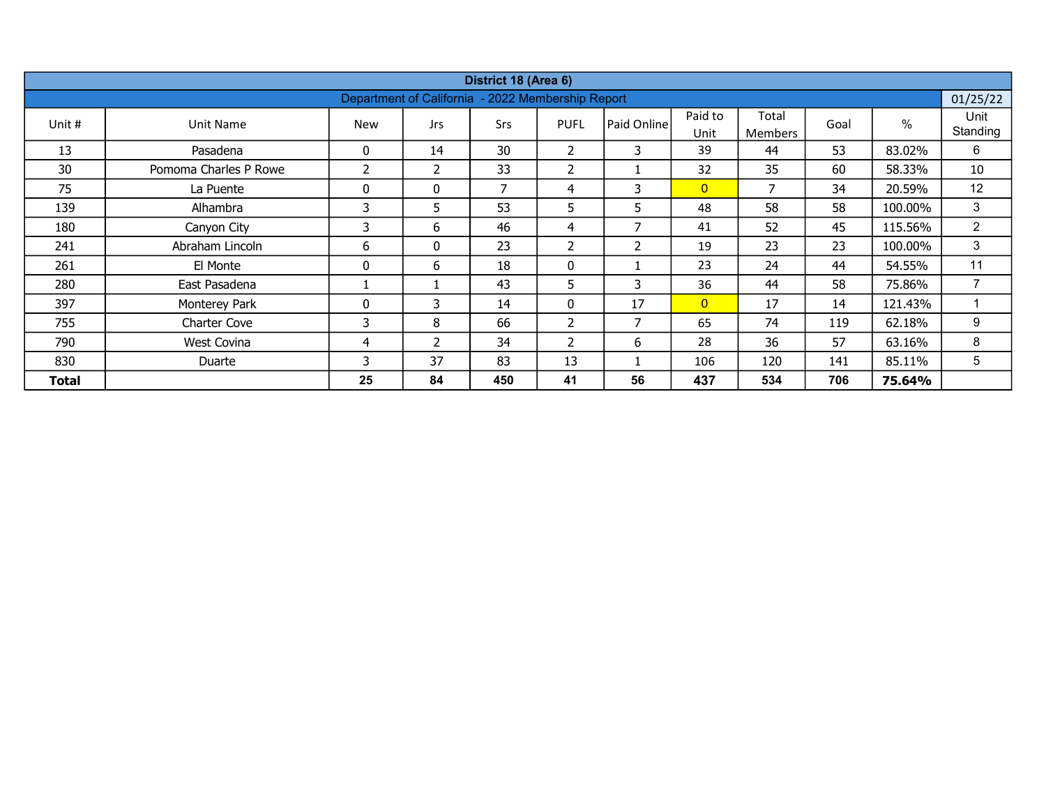| District 18 (Area 6) | | | | | | | | | | | |
|---|---|---|---|---|---|---|---|---|---|---|---|
| Department of California - 2022 Membership Report | | | | | | | | | | | 01/25/22 |
| Unit # | Unit Name | New | Jrs | Srs | PUFL | Paid Online | Paid to Unit | Total Members | Goal | % | Unit Standing |
| 13 | Pasadena | 0 | 14 | 30 | 2 | 3 | 39 | 44 | 53 | 83.02% | 6 |
| 30 | Pomoma Charles P Rowe | 2 | 2 | 33 | 2 | 1 | 32 | 35 | 60 | 58.33% | 10 |
| 75 | La Puente | 0 | 0 | 7 | 4 | 3 | 0 | 7 | 34 | 20.59% | 12 |
| 139 | Alhambra | 3 | 5 | 53 | 5 | 5 | 48 | 58 | 58 | 100.00% | 3 |
| 180 | Canyon City | 3 | 6 | 46 | 4 | 7 | 41 | 52 | 45 | 115.56% | 2 |
| 241 | Abraham Lincoln | 6 | 0 | 23 | 2 | 2 | 19 | 23 | 23 | 100.00% | 3 |
| 261 | El Monte | 0 | 6 | 18 | 0 | 1 | 23 | 24 | 44 | 54.55% | 11 |
| 280 | East Pasadena | 1 | 1 | 43 | 5 | 3 | 36 | 44 | 58 | 75.86% | 7 |
| 397 | Monterey Park | 0 | 3 | 14 | 0 | 17 | 0 | 17 | 14 | 121.43% | 1 |
| 755 | Charter Cove | 3 | 8 | 66 | 2 | 7 | 65 | 74 | 119 | 62.18% | 9 |
| 790 | West Covina | 4 | 2 | 34 | 2 | 6 | 28 | 36 | 57 | 63.16% | 8 |
| 830 | Duarte | 3 | 37 | 83 | 13 | 1 | 106 | 120 | 141 | 85.11% | 5 |
| **Total** | | **25** | **84** | **450** | **41** | **56** | **437** | **534** | **706** | **75.64%** | |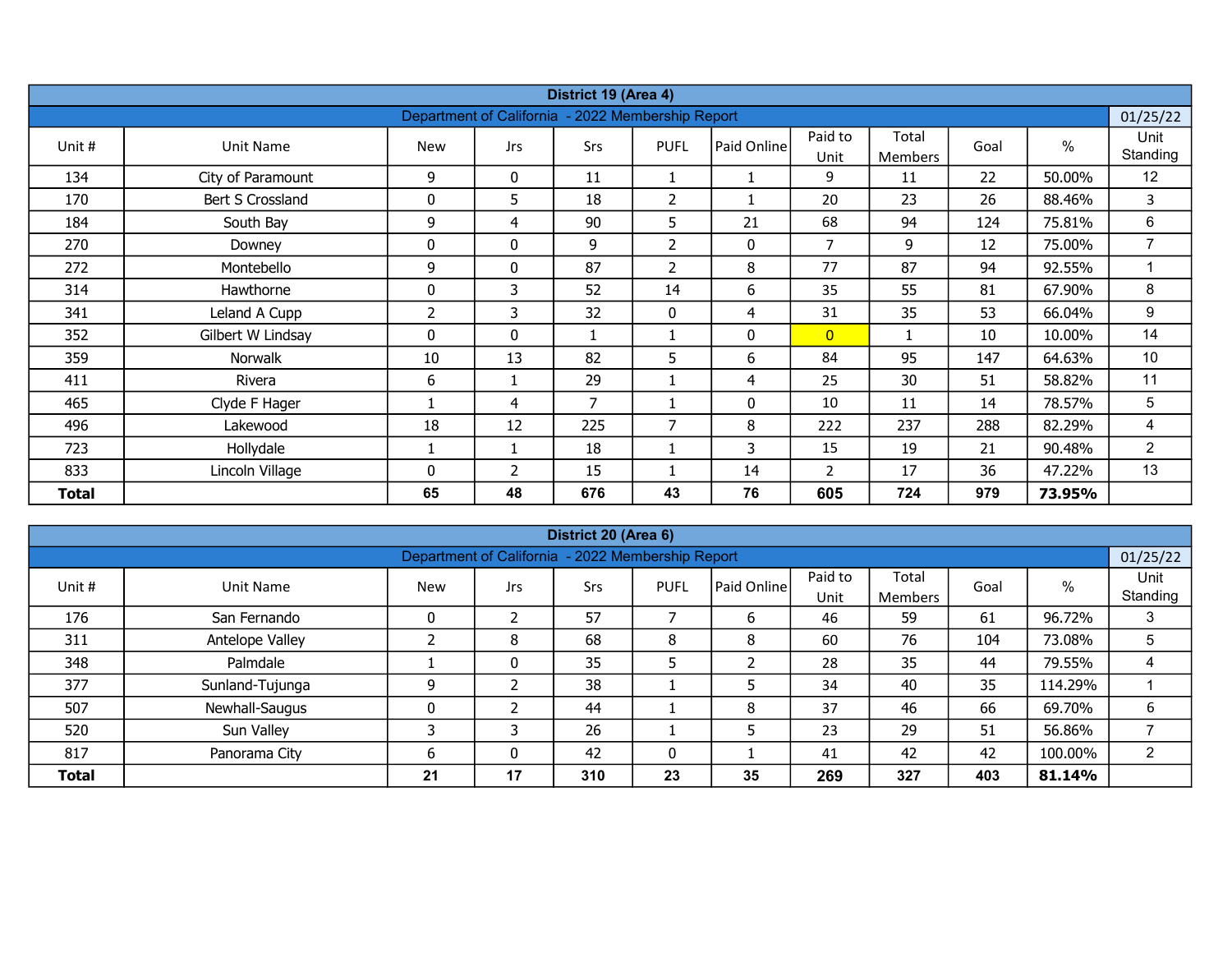## District 19 (Area 4)

Department of California - 2022 Membership Report | 01/25/22

| Unit # | Unit Name | New | Jrs | Srs | PUFL | Paid Online | Paid to Unit | Total Members | Goal | % | Unit Standing |
|---|---|---|---|---|---|---|---|---|---|---|---|
| 134 | City of Paramount | 9 | 0 | 11 | 1 | 1 | 9 | 11 | 22 | 50.00% | 12 |
| 170 | Bert S Crossland | 0 | 5 | 18 | 2 | 1 | 20 | 23 | 26 | 88.46% | 3 |
| 184 | South Bay | 9 | 4 | 90 | 5 | 21 | 68 | 94 | 124 | 75.81% | 6 |
| 270 | Downey | 0 | 0 | 9 | 2 | 0 | 7 | 9 | 12 | 75.00% | 7 |
| 272 | Montebello | 9 | 0 | 87 | 2 | 8 | 77 | 87 | 94 | 92.55% | 1 |
| 314 | Hawthorne | 0 | 3 | 52 | 14 | 6 | 35 | 55 | 81 | 67.90% | 8 |
| 341 | Leland A Cupp | 2 | 3 | 32 | 0 | 4 | 31 | 35 | 53 | 66.04% | 9 |
| 352 | Gilbert W Lindsay | 0 | 0 | 1 | 1 | 0 | 0 | 1 | 10 | 10.00% | 14 |
| 359 | Norwalk | 10 | 13 | 82 | 5 | 6 | 84 | 95 | 147 | 64.63% | 10 |
| 411 | Rivera | 6 | 1 | 29 | 1 | 4 | 25 | 30 | 51 | 58.82% | 11 |
| 465 | Clyde F Hager | 1 | 4 | 7 | 1 | 0 | 10 | 11 | 14 | 78.57% | 5 |
| 496 | Lakewood | 18 | 12 | 225 | 7 | 8 | 222 | 237 | 288 | 82.29% | 4 |
| 723 | Hollydale | 1 | 1 | 18 | 1 | 3 | 15 | 19 | 21 | 90.48% | 2 |
| 833 | Lincoln Village | 0 | 2 | 15 | 1 | 14 | 2 | 17 | 36 | 47.22% | 13 |
| **Total** | | **65** | **48** | **676** | **43** | **76** | **605** | **724** | **979** | **73.95%** | |

## District 20 (Area 6)

Department of California - 2022 Membership Report | 01/25/22

| Unit # | Unit Name | New | Jrs | Srs | PUFL | Paid Online | Paid to Unit | Total Members | Goal | % | Unit Standing |
|---|---|---|---|---|---|---|---|---|---|---|---|
| 176 | San Fernando | 0 | 2 | 57 | 7 | 6 | 46 | 59 | 61 | 96.72% | 3 |
| 311 | Antelope Valley | 2 | 8 | 68 | 8 | 8 | 60 | 76 | 104 | 73.08% | 5 |
| 348 | Palmdale | 1 | 0 | 35 | 5 | 2 | 28 | 35 | 44 | 79.55% | 4 |
| 377 | Sunland-Tujunga | 9 | 2 | 38 | 1 | 5 | 34 | 40 | 35 | 114.29% | 1 |
| 507 | Newhall-Saugus | 0 | 2 | 44 | 1 | 8 | 37 | 46 | 66 | 69.70% | 6 |
| 520 | Sun Valley | 3 | 3 | 26 | 1 | 5 | 23 | 29 | 51 | 56.86% | 7 |
| 817 | Panorama City | 6 | 0 | 42 | 0 | 1 | 41 | 42 | 42 | 100.00% | 2 |
| **Total** | | **21** | **17** | **310** | **23** | **35** | **269** | **327** | **403** | **81.14%** | |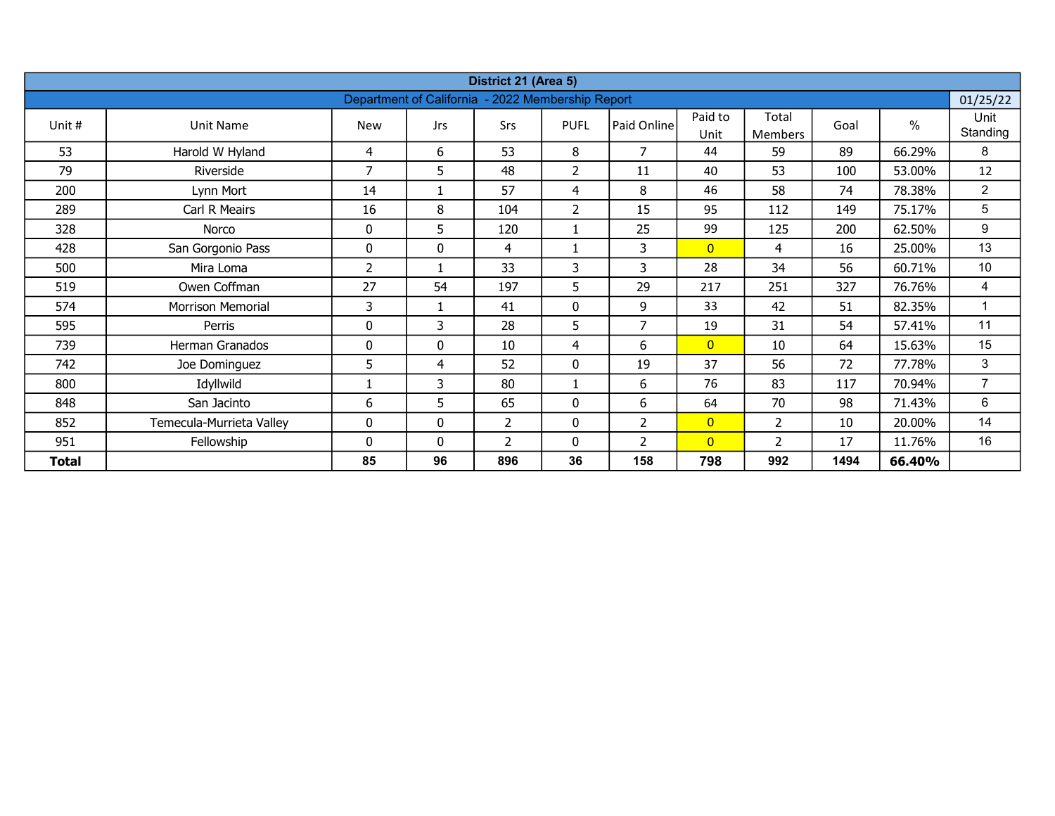| District 21 (Area 5) | | | | | | | | | | | |
|---|---|---|---|---|---|---|---|---|---|---|---|
| Department of California - 2022 Membership Report | | | | | | | | | | | 01/25/22 |
| Unit # | Unit Name | New | Jrs | Srs | PUFL | Paid Online | Paid to Unit | Total Members | Goal | % | Unit Standing |
| 53 | Harold W Hyland | 4 | 6 | 53 | 8 | 7 | 44 | 59 | 89 | 66.29% | 8 |
| 79 | Riverside | 7 | 5 | 48 | 2 | 11 | 40 | 53 | 100 | 53.00% | 12 |
| 200 | Lynn Mort | 14 | 1 | 57 | 4 | 8 | 46 | 58 | 74 | 78.38% | 2 |
| 289 | Carl R Meairs | 16 | 8 | 104 | 2 | 15 | 95 | 112 | 149 | 75.17% | 5 |
| 328 | Norco | 0 | 5 | 120 | 1 | 25 | 99 | 125 | 200 | 62.50% | 9 |
| 428 | San Gorgonio Pass | 0 | 0 | 4 | 1 | 3 | 0 | 4 | 16 | 25.00% | 13 |
| 500 | Mira Loma | 2 | 1 | 33 | 3 | 3 | 28 | 34 | 56 | 60.71% | 10 |
| 519 | Owen Coffman | 27 | 54 | 197 | 5 | 29 | 217 | 251 | 327 | 76.76% | 4 |
| 574 | Morrison Memorial | 3 | 1 | 41 | 0 | 9 | 33 | 42 | 51 | 82.35% | 1 |
| 595 | Perris | 0 | 3 | 28 | 5 | 7 | 19 | 31 | 54 | 57.41% | 11 |
| 739 | Herman Granados | 0 | 0 | 10 | 4 | 6 | 0 | 10 | 64 | 15.63% | 15 |
| 742 | Joe Dominguez | 5 | 4 | 52 | 0 | 19 | 37 | 56 | 72 | 77.78% | 3 |
| 800 | Idyllwild | 1 | 3 | 80 | 1 | 6 | 76 | 83 | 117 | 70.94% | 7 |
| 848 | San Jacinto | 6 | 5 | 65 | 0 | 6 | 64 | 70 | 98 | 71.43% | 6 |
| 852 | Temecula-Murrieta Valley | 0 | 0 | 2 | 0 | 2 | 0 | 2 | 10 | 20.00% | 14 |
| 951 | Fellowship | 0 | 0 | 2 | 0 | 2 | 0 | 2 | 17 | 11.76% | 16 |
| **Total** | | **85** | **96** | **896** | **36** | **158** | **798** | **992** | **1494** | **66.40%** | |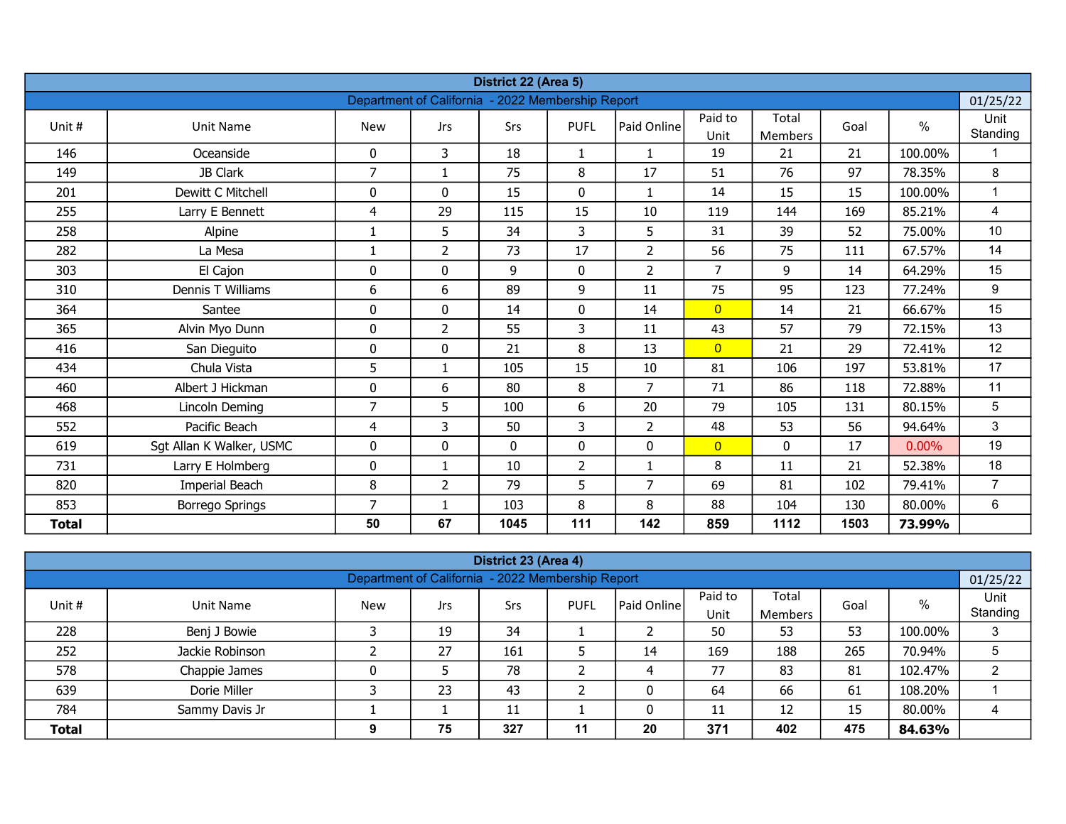## District 22 (Area 5)

Department of California - 2022 Membership Report — 01/25/22

| Unit # | Unit Name | New | Jrs | Srs | PUFL | Paid Online | Paid to Unit | Total Members | Goal | % | Unit Standing |
|---|---|---|---|---|---|---|---|---|---|---|---|
| 146 | Oceanside | 0 | 3 | 18 | 1 | 1 | 19 | 21 | 21 | 100.00% | 1 |
| 149 | JB Clark | 7 | 1 | 75 | 8 | 17 | 51 | 76 | 97 | 78.35% | 8 |
| 201 | Dewitt C Mitchell | 0 | 0 | 15 | 0 | 1 | 14 | 15 | 15 | 100.00% | 1 |
| 255 | Larry E Bennett | 4 | 29 | 115 | 15 | 10 | 119 | 144 | 169 | 85.21% | 4 |
| 258 | Alpine | 1 | 5 | 34 | 3 | 5 | 31 | 39 | 52 | 75.00% | 10 |
| 282 | La Mesa | 1 | 2 | 73 | 17 | 2 | 56 | 75 | 111 | 67.57% | 14 |
| 303 | El Cajon | 0 | 0 | 9 | 0 | 2 | 7 | 9 | 14 | 64.29% | 15 |
| 310 | Dennis T Williams | 6 | 6 | 89 | 9 | 11 | 75 | 95 | 123 | 77.24% | 9 |
| 364 | Santee | 0 | 0 | 14 | 0 | 14 | 0 | 14 | 21 | 66.67% | 15 |
| 365 | Alvin Myo Dunn | 0 | 2 | 55 | 3 | 11 | 43 | 57 | 79 | 72.15% | 13 |
| 416 | San Dieguito | 0 | 0 | 21 | 8 | 13 | 0 | 21 | 29 | 72.41% | 12 |
| 434 | Chula Vista | 5 | 1 | 105 | 15 | 10 | 81 | 106 | 197 | 53.81% | 17 |
| 460 | Albert J Hickman | 0 | 6 | 80 | 8 | 7 | 71 | 86 | 118 | 72.88% | 11 |
| 468 | Lincoln Deming | 7 | 5 | 100 | 6 | 20 | 79 | 105 | 131 | 80.15% | 5 |
| 552 | Pacific Beach | 4 | 3 | 50 | 3 | 2 | 48 | 53 | 56 | 94.64% | 3 |
| 619 | Sgt Allan K Walker, USMC | 0 | 0 | 0 | 0 | 0 | 0 | 0 | 17 | 0.00% | 19 |
| 731 | Larry E Holmberg | 0 | 1 | 10 | 2 | 1 | 8 | 11 | 21 | 52.38% | 18 |
| 820 | Imperial Beach | 8 | 2 | 79 | 5 | 7 | 69 | 81 | 102 | 79.41% | 7 |
| 853 | Borrego Springs | 7 | 1 | 103 | 8 | 8 | 88 | 104 | 130 | 80.00% | 6 |
| **Total** | | **50** | **67** | **1045** | **111** | **142** | **859** | **1112** | **1503** | **73.99%** | |

## District 23 (Area 4)

Department of California - 2022 Membership Report — 01/25/22

| Unit # | Unit Name | New | Jrs | Srs | PUFL | Paid Online | Paid to Unit | Total Members | Goal | % | Unit Standing |
|---|---|---|---|---|---|---|---|---|---|---|---|
| 228 | Benj J Bowie | 3 | 19 | 34 | 1 | 2 | 50 | 53 | 53 | 100.00% | 3 |
| 252 | Jackie Robinson | 2 | 27 | 161 | 5 | 14 | 169 | 188 | 265 | 70.94% | 5 |
| 578 | Chappie James | 0 | 5 | 78 | 2 | 4 | 77 | 83 | 81 | 102.47% | 2 |
| 639 | Dorie Miller | 3 | 23 | 43 | 2 | 0 | 64 | 66 | 61 | 108.20% | 1 |
| 784 | Sammy Davis Jr | 1 | 1 | 11 | 1 | 0 | 11 | 12 | 15 | 80.00% | 4 |
| **Total** | | **9** | **75** | **327** | **11** | **20** | **371** | **402** | **475** | **84.63%** | |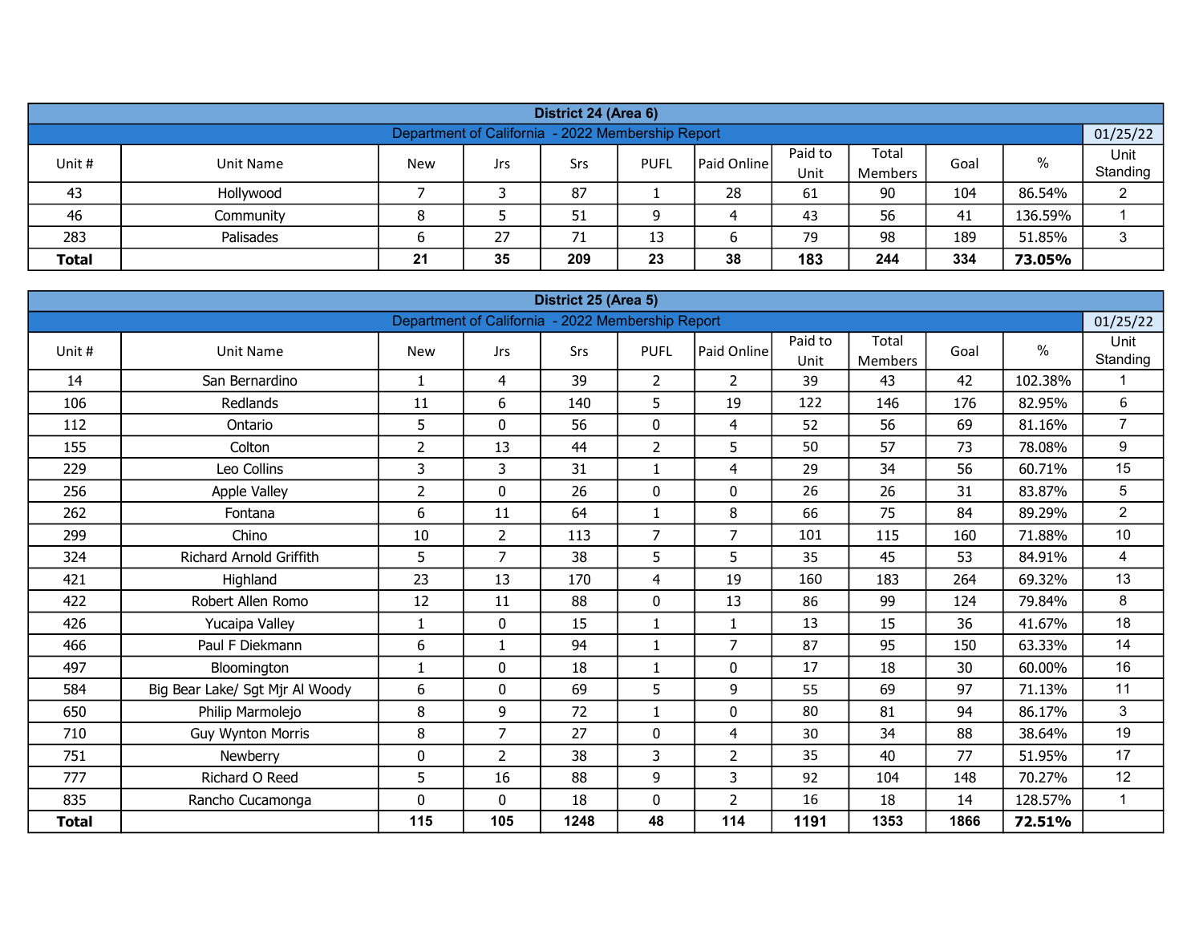## District 24 (Area 6)

Department of California - 2022 Membership Report — 01/25/22

| Unit # | Unit Name | New | Jrs | Srs | PUFL | Paid Online | Paid to Unit | Total Members | Goal | % | Unit Standing |
|---|---|---|---|---|---|---|---|---|---|---|---|
| 43 | Hollywood | 7 | 3 | 87 | 1 | 28 | 61 | 90 | 104 | 86.54% | 2 |
| 46 | Community | 8 | 5 | 51 | 9 | 4 | 43 | 56 | 41 | 136.59% | 1 |
| 283 | Palisades | 6 | 27 | 71 | 13 | 6 | 79 | 98 | 189 | 51.85% | 3 |
| **Total** | | **21** | **35** | **209** | **23** | **38** | **183** | **244** | **334** | **73.05%** | |

## District 25 (Area 5)

Department of California - 2022 Membership Report — 01/25/22

| Unit # | Unit Name | New | Jrs | Srs | PUFL | Paid Online | Paid to Unit | Total Members | Goal | % | Unit Standing |
|---|---|---|---|---|---|---|---|---|---|---|---|
| 14 | San Bernardino | 1 | 4 | 39 | 2 | 2 | 39 | 43 | 42 | 102.38% | 1 |
| 106 | Redlands | 11 | 6 | 140 | 5 | 19 | 122 | 146 | 176 | 82.95% | 6 |
| 112 | Ontario | 5 | 0 | 56 | 0 | 4 | 52 | 56 | 69 | 81.16% | 7 |
| 155 | Colton | 2 | 13 | 44 | 2 | 5 | 50 | 57 | 73 | 78.08% | 9 |
| 229 | Leo Collins | 3 | 3 | 31 | 1 | 4 | 29 | 34 | 56 | 60.71% | 15 |
| 256 | Apple Valley | 2 | 0 | 26 | 0 | 0 | 26 | 26 | 31 | 83.87% | 5 |
| 262 | Fontana | 6 | 11 | 64 | 1 | 8 | 66 | 75 | 84 | 89.29% | 2 |
| 299 | Chino | 10 | 2 | 113 | 7 | 7 | 101 | 115 | 160 | 71.88% | 10 |
| 324 | Richard Arnold Griffith | 5 | 7 | 38 | 5 | 5 | 35 | 45 | 53 | 84.91% | 4 |
| 421 | Highland | 23 | 13 | 170 | 4 | 19 | 160 | 183 | 264 | 69.32% | 13 |
| 422 | Robert Allen Romo | 12 | 11 | 88 | 0 | 13 | 86 | 99 | 124 | 79.84% | 8 |
| 426 | Yucaipa Valley | 1 | 0 | 15 | 1 | 1 | 13 | 15 | 36 | 41.67% | 18 |
| 466 | Paul F Diekmann | 6 | 1 | 94 | 1 | 7 | 87 | 95 | 150 | 63.33% | 14 |
| 497 | Bloomington | 1 | 0 | 18 | 1 | 0 | 17 | 18 | 30 | 60.00% | 16 |
| 584 | Big Bear Lake/ Sgt Mjr Al Woody | 6 | 0 | 69 | 5 | 9 | 55 | 69 | 97 | 71.13% | 11 |
| 650 | Philip Marmolejo | 8 | 9 | 72 | 1 | 0 | 80 | 81 | 94 | 86.17% | 3 |
| 710 | Guy Wynton Morris | 8 | 7 | 27 | 0 | 4 | 30 | 34 | 88 | 38.64% | 19 |
| 751 | Newberry | 0 | 2 | 38 | 3 | 2 | 35 | 40 | 77 | 51.95% | 17 |
| 777 | Richard O Reed | 5 | 16 | 88 | 9 | 3 | 92 | 104 | 148 | 70.27% | 12 |
| 835 | Rancho Cucamonga | 0 | 0 | 18 | 0 | 2 | 16 | 18 | 14 | 128.57% | 1 |
| **Total** | | **115** | **105** | **1248** | **48** | **114** | **1191** | **1353** | **1866** | **72.51%** | |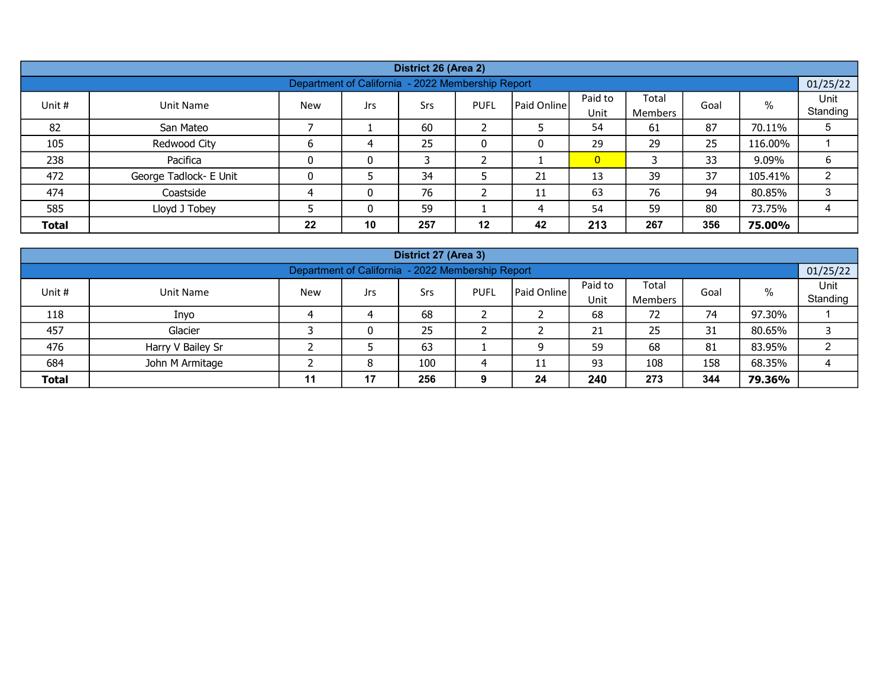| District 26 (Area 2) | | | | | | | | | | |
|---|---|---|---|---|---|---|---|---|---|---|
| Department of California - 2022 Membership Report | | | | | | | | | | 01/25/22 |
| Unit # | Unit Name | New | Jrs | Srs | PUFL | Paid Online | Paid to Unit | Total Members | Goal | % | Unit Standing |
| 82 | San Mateo | 7 | 1 | 60 | 2 | 5 | 54 | 61 | 87 | 70.11% | 5 |
| 105 | Redwood City | 6 | 4 | 25 | 0 | 0 | 29 | 29 | 25 | 116.00% | 1 |
| 238 | Pacifica | 0 | 0 | 3 | 2 | 1 | 0 | 3 | 33 | 9.09% | 6 |
| 472 | George Tadlock- E Unit | 0 | 5 | 34 | 5 | 21 | 13 | 39 | 37 | 105.41% | 2 |
| 474 | Coastside | 4 | 0 | 76 | 2 | 11 | 63 | 76 | 94 | 80.85% | 3 |
| 585 | Lloyd J Tobey | 5 | 0 | 59 | 1 | 4 | 54 | 59 | 80 | 73.75% | 4 |
| **Total** | | **22** | **10** | **257** | **12** | **42** | **213** | **267** | **356** | **75.00%** | |

| District 27 (Area 3) | | | | | | | | | | | |
|---|---|---|---|---|---|---|---|---|---|---|---|
| Department of California - 2022 Membership Report | | | | | | | | | | | 01/25/22 |
| Unit # | Unit Name | New | Jrs | Srs | PUFL | Paid Online | Paid to Unit | Total Members | Goal | % | Unit Standing |
| 118 | Inyo | 4 | 4 | 68 | 2 | 2 | 68 | 72 | 74 | 97.30% | 1 |
| 457 | Glacier | 3 | 0 | 25 | 2 | 2 | 21 | 25 | 31 | 80.65% | 3 |
| 476 | Harry V Bailey Sr | 2 | 5 | 63 | 1 | 9 | 59 | 68 | 81 | 83.95% | 2 |
| 684 | John M Armitage | 2 | 8 | 100 | 4 | 11 | 93 | 108 | 158 | 68.35% | 4 |
| **Total** | | **11** | **17** | **256** | **9** | **24** | **240** | **273** | **344** | **79.36%** | |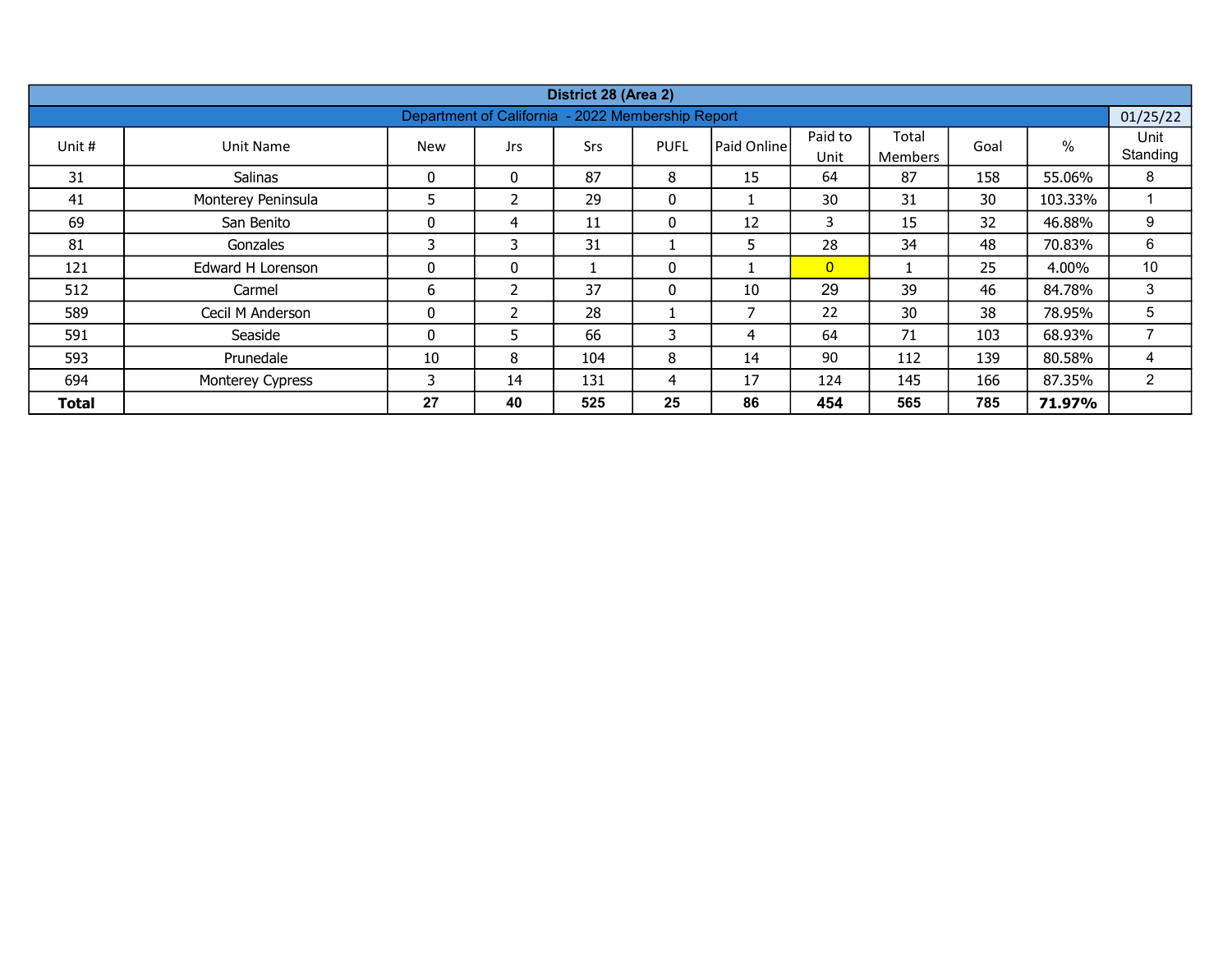| District 28 (Area 2) | | | | | | | | | | |
|---|---|---|---|---|---|---|---|---|---|---|
| Department of California - 2022 Membership Report | | | | | | | | | | 01/25/22 |
| Unit # | Unit Name | New | Jrs | Srs | PUFL | Paid Online | Paid to Unit | Total Members | Goal | % | Unit Standing |
| 31 | Salinas | 0 | 0 | 87 | 8 | 15 | 64 | 87 | 158 | 55.06% | 8 |
| 41 | Monterey Peninsula | 5 | 2 | 29 | 0 | 1 | 30 | 31 | 30 | 103.33% | 1 |
| 69 | San Benito | 0 | 4 | 11 | 0 | 12 | 3 | 15 | 32 | 46.88% | 9 |
| 81 | Gonzales | 3 | 3 | 31 | 1 | 5 | 28 | 34 | 48 | 70.83% | 6 |
| 121 | Edward H Lorenson | 0 | 0 | 1 | 0 | 1 | 0 | 1 | 25 | 4.00% | 10 |
| 512 | Carmel | 6 | 2 | 37 | 0 | 10 | 29 | 39 | 46 | 84.78% | 3 |
| 589 | Cecil M Anderson | 0 | 2 | 28 | 1 | 7 | 22 | 30 | 38 | 78.95% | 5 |
| 591 | Seaside | 0 | 5 | 66 | 3 | 4 | 64 | 71 | 103 | 68.93% | 7 |
| 593 | Prunedale | 10 | 8 | 104 | 8 | 14 | 90 | 112 | 139 | 80.58% | 4 |
| 694 | Monterey Cypress | 3 | 14 | 131 | 4 | 17 | 124 | 145 | 166 | 87.35% | 2 |
| **Total** | | **27** | **40** | **525** | **25** | **86** | **454** | **565** | **785** | **71.97%** | |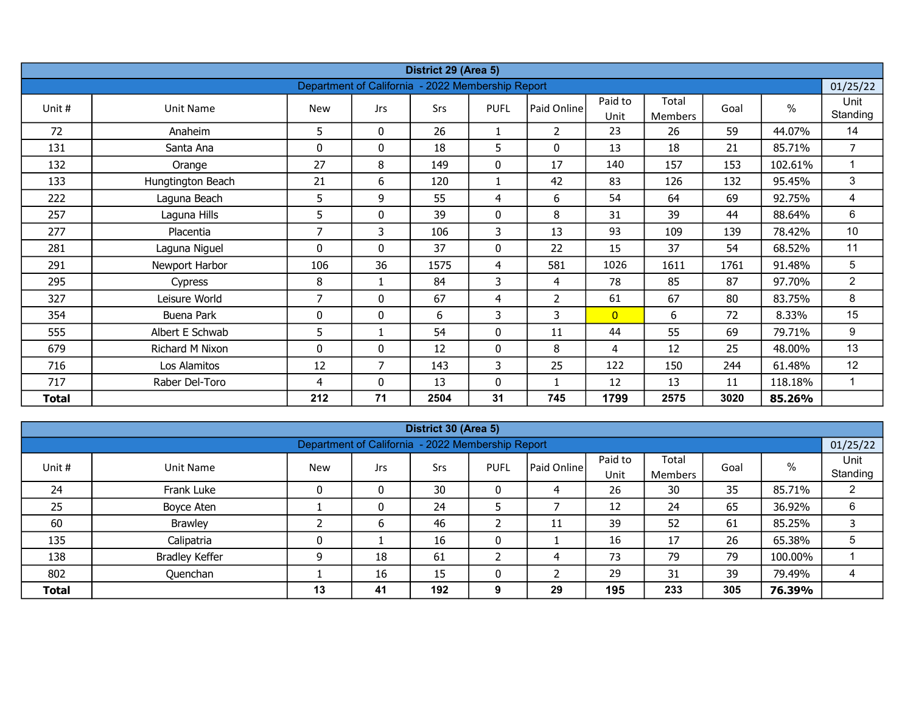| District 29 (Area 5) | | | | | | | | | | | |
|---|---|---|---|---|---|---|---|---|---|---|---|
| Department of California - 2022 Membership Report | | | | | | | | | | | 01/25/22 |
| Unit # | Unit Name | New | Jrs | Srs | PUFL | Paid Online | Paid to Unit | Total Members | Goal | % | Unit Standing |
| 72 | Anaheim | 5 | 0 | 26 | 1 | 2 | 23 | 26 | 59 | 44.07% | 14 |
| 131 | Santa Ana | 0 | 0 | 18 | 5 | 0 | 13 | 18 | 21 | 85.71% | 7 |
| 132 | Orange | 27 | 8 | 149 | 0 | 17 | 140 | 157 | 153 | 102.61% | 1 |
| 133 | Hungtington Beach | 21 | 6 | 120 | 1 | 42 | 83 | 126 | 132 | 95.45% | 3 |
| 222 | Laguna Beach | 5 | 9 | 55 | 4 | 6 | 54 | 64 | 69 | 92.75% | 4 |
| 257 | Laguna Hills | 5 | 0 | 39 | 0 | 8 | 31 | 39 | 44 | 88.64% | 6 |
| 277 | Placentia | 7 | 3 | 106 | 3 | 13 | 93 | 109 | 139 | 78.42% | 10 |
| 281 | Laguna Niguel | 0 | 0 | 37 | 0 | 22 | 15 | 37 | 54 | 68.52% | 11 |
| 291 | Newport Harbor | 106 | 36 | 1575 | 4 | 581 | 1026 | 1611 | 1761 | 91.48% | 5 |
| 295 | Cypress | 8 | 1 | 84 | 3 | 4 | 78 | 85 | 87 | 97.70% | 2 |
| 327 | Leisure World | 7 | 0 | 67 | 4 | 2 | 61 | 67 | 80 | 83.75% | 8 |
| 354 | Buena Park | 0 | 0 | 6 | 3 | 3 | 0 | 6 | 72 | 8.33% | 15 |
| 555 | Albert E Schwab | 5 | 1 | 54 | 0 | 11 | 44 | 55 | 69 | 79.71% | 9 |
| 679 | Richard M Nixon | 0 | 0 | 12 | 0 | 8 | 4 | 12 | 25 | 48.00% | 13 |
| 716 | Los Alamitos | 12 | 7 | 143 | 3 | 25 | 122 | 150 | 244 | 61.48% | 12 |
| 717 | Raber Del-Toro | 4 | 0 | 13 | 0 | 1 | 12 | 13 | 11 | 118.18% | 1 |
| **Total** | | **212** | **71** | **2504** | **31** | **745** | **1799** | **2575** | **3020** | **85.26%** | |

| District 30 (Area 5) | | | | | | | | | | | |
|---|---|---|---|---|---|---|---|---|---|---|---|
| Department of California - 2022 Membership Report | | | | | | | | | | | 01/25/22 |
| Unit # | Unit Name | New | Jrs | Srs | PUFL | Paid Online | Paid to Unit | Total Members | Goal | % | Unit Standing |
| 24 | Frank Luke | 0 | 0 | 30 | 0 | 4 | 26 | 30 | 35 | 85.71% | 2 |
| 25 | Boyce Aten | 1 | 0 | 24 | 5 | 7 | 12 | 24 | 65 | 36.92% | 6 |
| 60 | Brawley | 2 | 6 | 46 | 2 | 11 | 39 | 52 | 61 | 85.25% | 3 |
| 135 | Calipatria | 0 | 1 | 16 | 0 | 1 | 16 | 17 | 26 | 65.38% | 5 |
| 138 | Bradley Keffer | 9 | 18 | 61 | 2 | 4 | 73 | 79 | 79 | 100.00% | 1 |
| 802 | Quenchan | 1 | 16 | 15 | 0 | 2 | 29 | 31 | 39 | 79.49% | 4 |
| **Total** | | **13** | **41** | **192** | **9** | **29** | **195** | **233** | **305** | **76.39%** | |